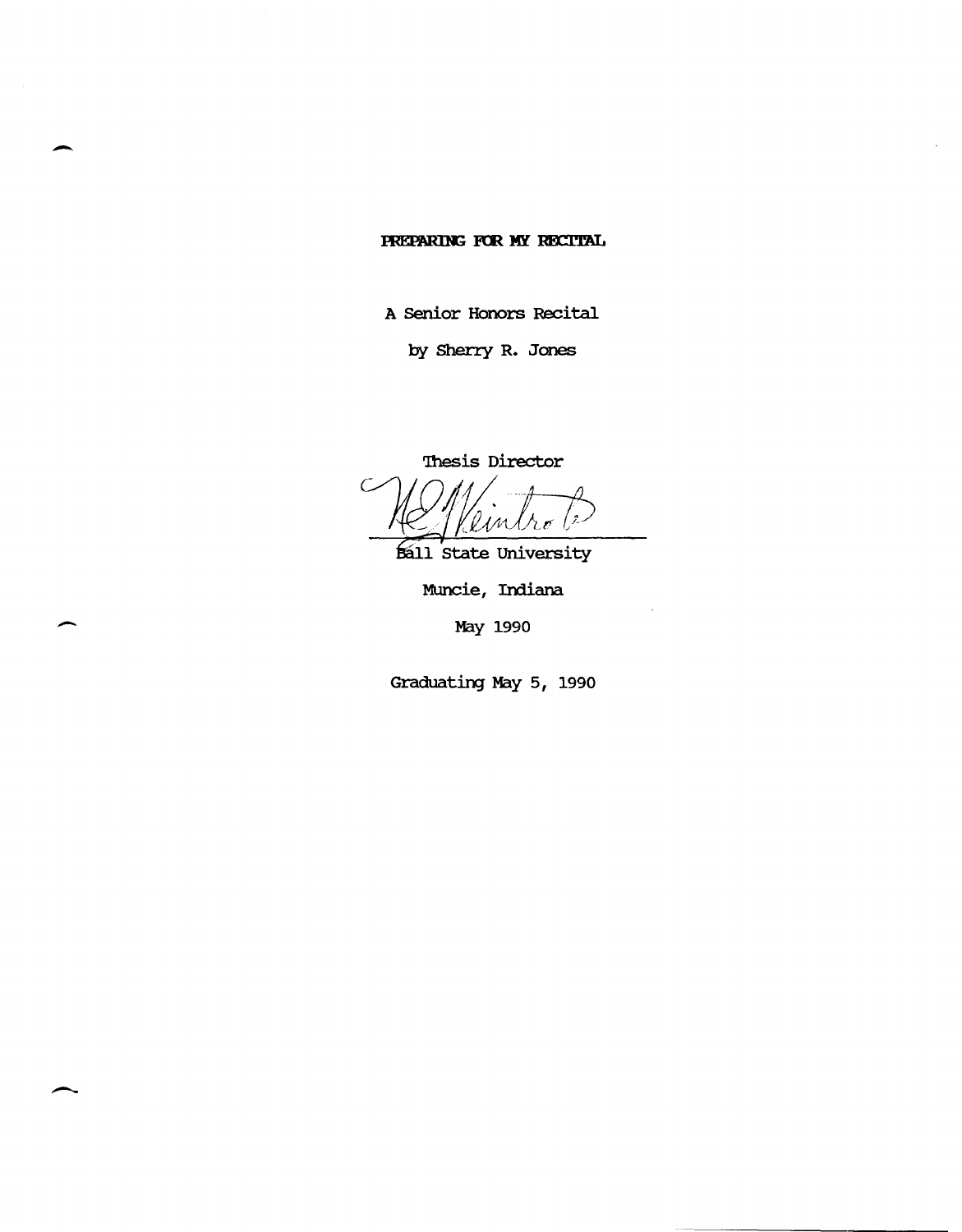# PREPARING FOR MY RECITAL

A Senior Honors Recital

by Sherry R. Jones

Thesis Director

Ball State University

Muncie, Indiana

May 1990

Graduating May 5, 1990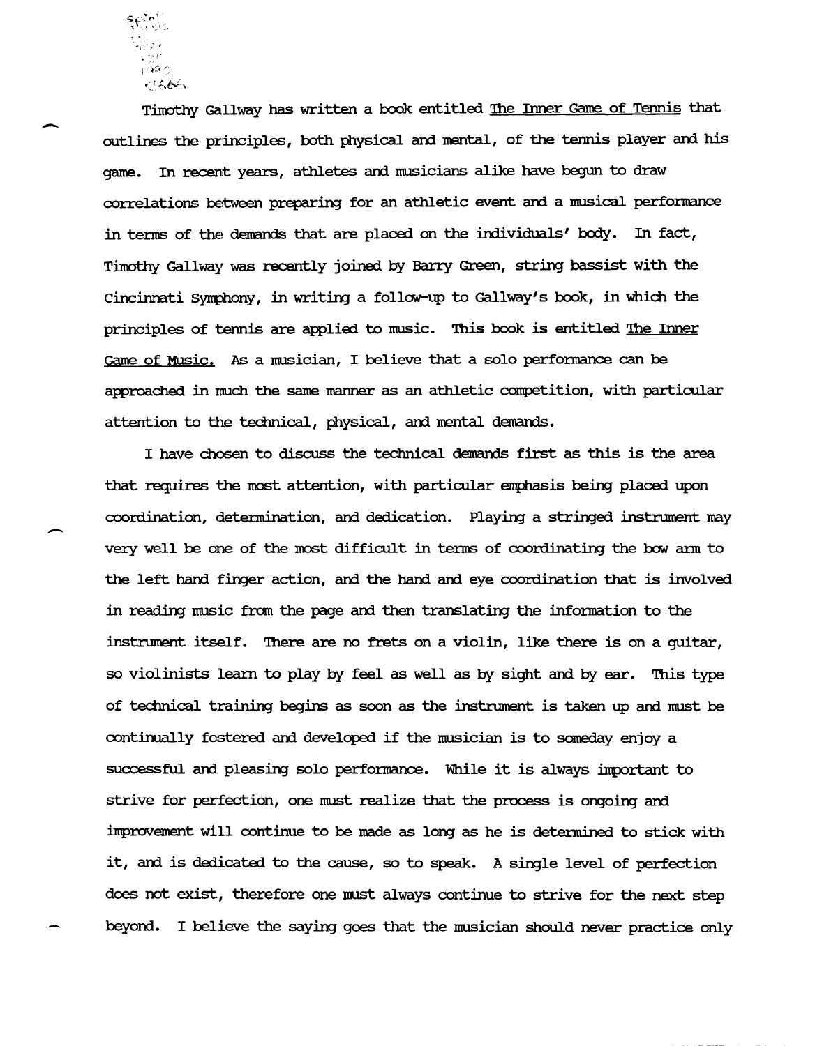Timothy Gallway has written a book entitled The Inner Game of Tennis that outlines the principles, both physical and mental, of the tennis player and his game. In recent years, athletes and musicians alike have begun to draw correlations between preparing for an athletic event and a musical performance in terms of the demands that are placed on the individuals' body. In fact, Timothy Gallway was recently joined by Barry Green, string bassist with the Cincinnati Symphony, in writing a follow-up to Gallway's book, in which the principles of tennis are applied to music. This book is entitled The Inner Game of Music. As a musician, I believe that a solo performance can be approached in much the same manner as an athletic competition, with particular attention to the technical, physical, and mental demands.

I have chosen to discuss the technical demands first as this is the area that requires the most attention, with particular emphasis being placed upon coordination, determination, and dedication. Playing a stringed instrument may very well be one of the most difficult in terms of coordinating the bow arm to the left hand finger action, and the hand and eye coordination that is involved in reading music from the page and then translating the information to the instrument itself. There are no frets on a violin, like there is on a guitar, so violinists learn to play by feel as well as by sight and by ear. This type of technical training begins as soon as the instrument is taken up and must be continually fostered and developed if the musician is to someday enjoy a successful and pleasing solo performance. While it is always important to strive for perfection, one must realize that the process is ongoing and improvement will continue to be made as long as he is determined to stick with it, and is dedicated to the cause, so to speak. A single level of perfection does not exist, therefore one must always continue to strive for the next step beyond. I believe the saying goes that the musician should never practice only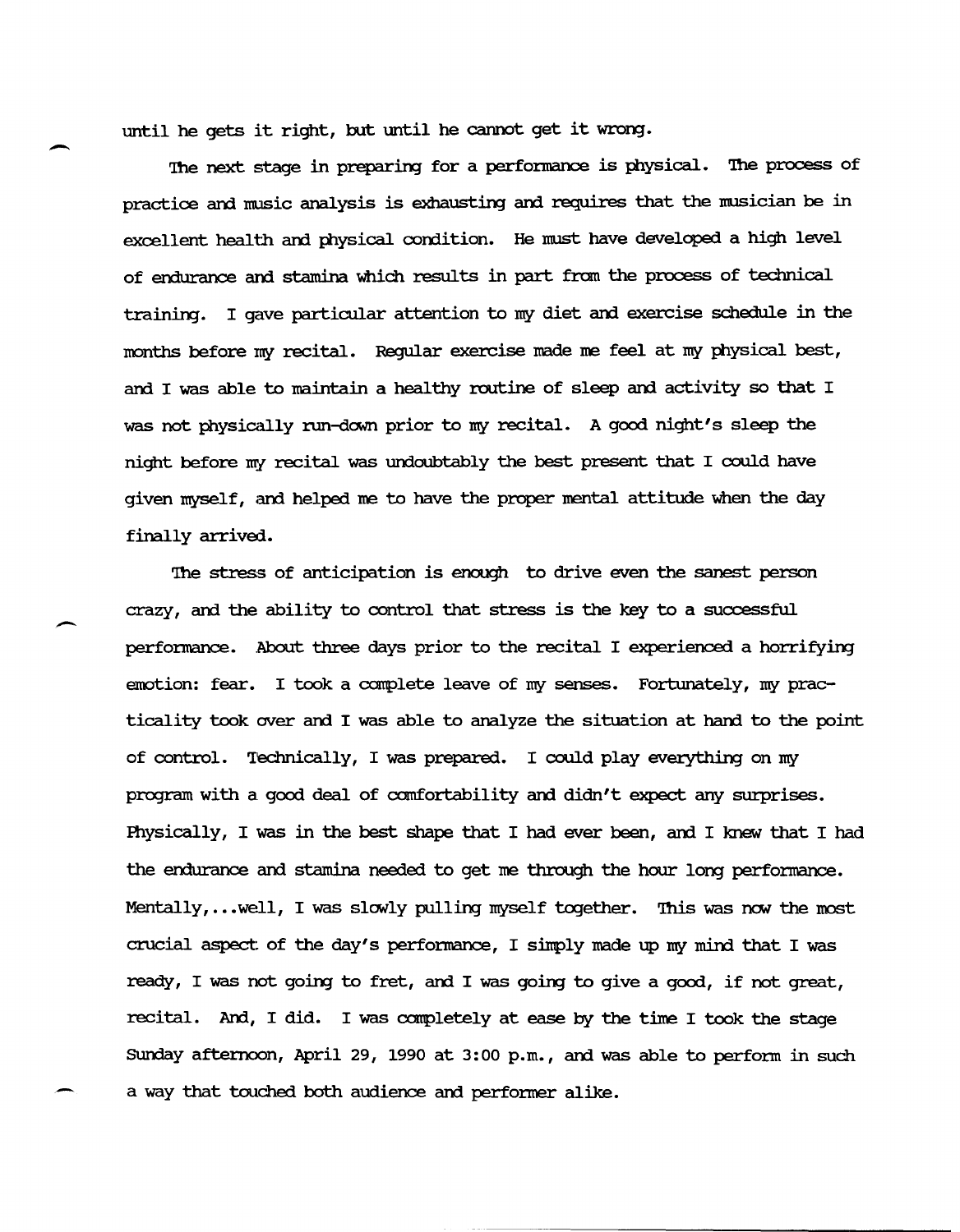until he gets it right, but until he cannot get it wrong.

The next stage in preparing for a performance is physical. The process of practice and music analysis is exhausting and requires that the musician be in excellent health and physical condition. He must have developed a high level of endurance and stamina which results in part from the process of technical training. I gave particular attention to my diet and exercise schedule in the months before my recital. Regular exercise made me feel at my physical best, and I was able to maintain a healthy routine of sleep and activity so that I was not physically run-down prior to my recital. A good night's sleep the night before my recital was undoubtably the best present that I could have given myself, and helped me to have the proper mental attitude when the day finally arrived.

The stress of anticipation is enough to drive even the sanest person crazy, and the ability to control that stress is the key to a successful performance. About three days prior to the recital I experienced a horrifying emotion: fear. I took a complete leave of my senses. Fortunately, my practicality took over and I was able to analyze the situation at hand to the point of control. Technically, I was prepared. I could play everything on my program with a good deal of comfortability and didn't expect any surprises. Physically, I was in the best shape that I had ever been, and I knew that I had the endurance and stamina needed to get me through the hour long performance. Mentally,...well, I was slowly pulling myself together. This was now the most crucial aspect of the day's performance, I simply made up my mind that I was ready, I was not going to fret, and I was going to give a good, if not great, recital. And, I did. I was completely at ease by the time I took the stage Sunday afternoon, April 29, 1990 at 3:00 p.m., and was able to perform in such a way that touched both audience and performer alike.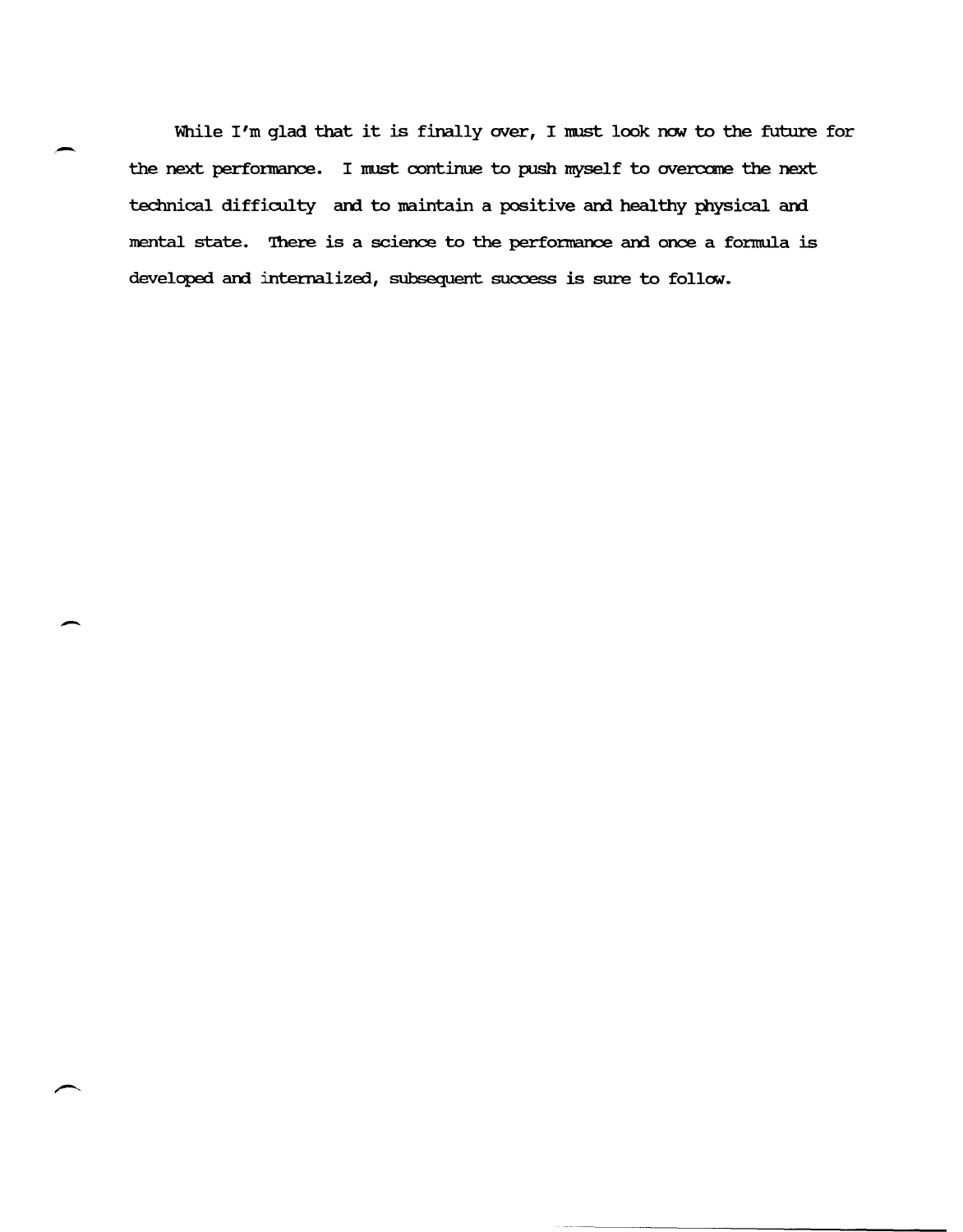While I'm glad that it is finally over, I must look now to the future for the next performance. I must continue to push myself to overcome the next technical difficulty and to maintain a positive and healthy physical and mental state. There is a science to the performance and once a formula is developed and internalized, subsequent success is sure to follow.